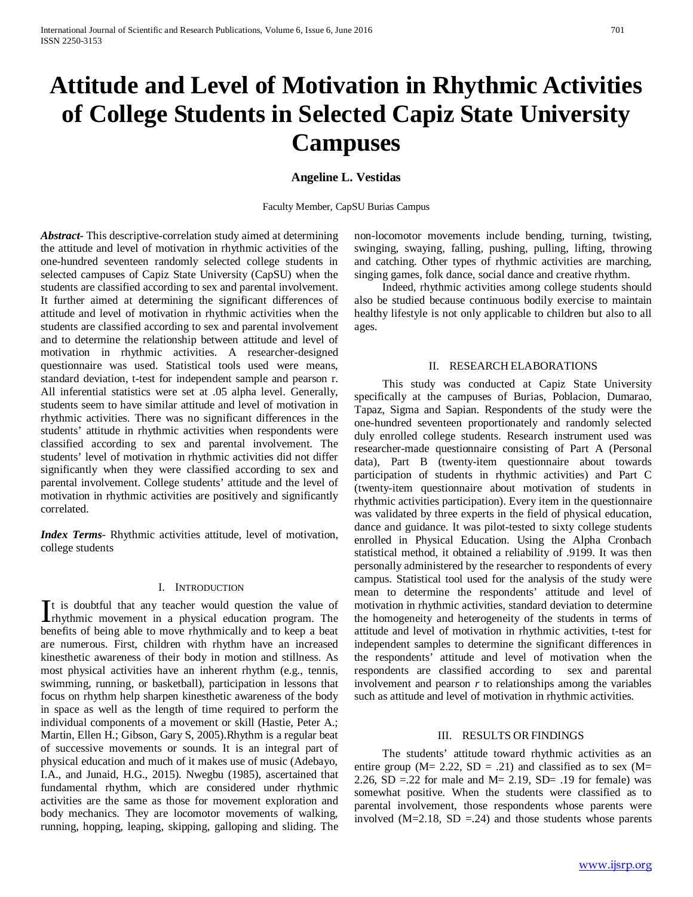# Attitude and Level of Motivation in Rhythmic Activities of College Students in Selected Capiz State University Campuses

**Angeline L. Vestidas**

Faculty Member, CapSU Burias Campus

***Abstract-*** This descriptive-correlation study aimed at determining the attitude and level of motivation in rhythmic activities of the one-hundred seventeen randomly selected college students in selected campuses of Capiz State University (CapSU) when the students are classified according to sex and parental involvement. It further aimed at determining the significant differences of attitude and level of motivation in rhythmic activities when the students are classified according to sex and parental involvement and to determine the relationship between attitude and level of motivation in rhythmic activities. A researcher-designed questionnaire was used. Statistical tools used were means, standard deviation, t-test for independent sample and pearson r. All inferential statistics were set at .05 alpha level. Generally, students seem to have similar attitude and level of motivation in rhythmic activities. There was no significant differences in the students' attitude in rhythmic activities when respondents were classified according to sex and parental involvement. The students' level of motivation in rhythmic activities did not differ significantly when they were classified according to sex and parental involvement. College students' attitude and the level of motivation in rhythmic activities are positively and significantly correlated.

***Index Terms-*** Rhythmic activities attitude, level of motivation, college students

## I. Introduction

It is doubtful that any teacher would question the value of rhythmic movement in a physical education program. The benefits of being able to move rhythmically and to keep a beat are numerous. First, children with rhythm have an increased kinesthetic awareness of their body in motion and stillness. As most physical activities have an inherent rhythm (e.g., tennis, swimming, running, or basketball), participation in lessons that focus on rhythm help sharpen kinesthetic awareness of the body in space as well as the length of time required to perform the individual components of a movement or skill (Hastie, Peter A.; Martin, Ellen H.; Gibson, Gary S, 2005).Rhythm is a regular beat of successive movements or sounds. It is an integral part of physical education and much of it makes use of music (Adebayo, I.A., and Junaid, H.G., 2015). Nwegbu (1985), ascertained that fundamental rhythm, which are considered under rhythmic activities are the same as those for movement exploration and body mechanics. They are locomotor movements of walking, running, hopping, leaping, skipping, galloping and sliding. The non-locomotor movements include bending, turning, twisting, swinging, swaying, falling, pushing, pulling, lifting, throwing and catching. Other types of rhythmic activities are marching, singing games, folk dance, social dance and creative rhythm.

Indeed, rhythmic activities among college students should also be studied because continuous bodily exercise to maintain healthy lifestyle is not only applicable to children but also to all ages.

## II. Research Elaborations

This study was conducted at Capiz State University specifically at the campuses of Burias, Poblacion, Dumarao, Tapaz, Sigma and Sapian. Respondents of the study were the one-hundred seventeen proportionately and randomly selected duly enrolled college students. Research instrument used was researcher-made questionnaire consisting of Part A (Personal data), Part B (twenty-item questionnaire about towards participation of students in rhythmic activities) and Part C (twenty-item questionnaire about motivation of students in rhythmic activities participation). Every item in the questionnaire was validated by three experts in the field of physical education, dance and guidance. It was pilot-tested to sixty college students enrolled in Physical Education. Using the Alpha Cronbach statistical method, it obtained a reliability of .9199. It was then personally administered by the researcher to respondents of every campus. Statistical tool used for the analysis of the study were mean to determine the respondents' attitude and level of motivation in rhythmic activities, standard deviation to determine the homogeneity and heterogeneity of the students in terms of attitude and level of motivation in rhythmic activities, t-test for independent samples to determine the significant differences in the respondents' attitude and level of motivation when the respondents are classified according to sex and parental involvement and pearson *r* to relationships among the variables such as attitude and level of motivation in rhythmic activities.

## III. Results or Findings

The students' attitude toward rhythmic activities as an entire group ($M= 2.22$, $SD = .21$) and classified as to sex ($M= 2.26$, $SD =.22$ for male and $M= 2.19$, $SD= .19$ for female) was somewhat positive. When the students were classified as to parental involvement, those respondents whose parents were involved ($M=2.18$, $SD =.24$) and those students whose parents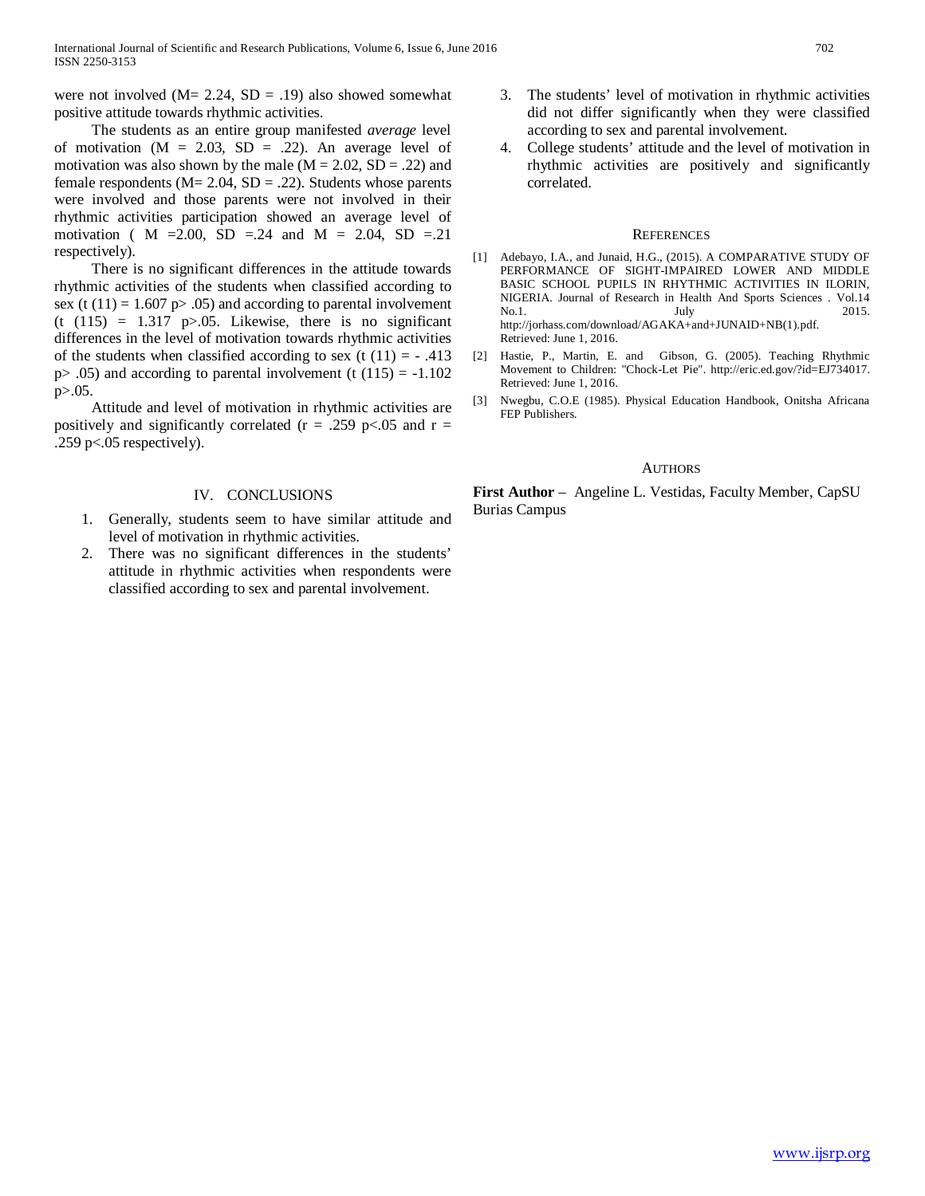were not involved ($M = 2.24$, $SD = .19$) also showed somewhat positive attitude towards rhythmic activities.

The students as an entire group manifested *average* level of motivation ($M = 2.03$, $SD = .22$). An average level of motivation was also shown by the male ($M = 2.02$, $SD = .22$) and female respondents ($M = 2.04$, $SD = .22$). Students whose parents were involved and those parents were not involved in their rhythmic activities participation showed an average level of motivation ( $M = 2.00$, $SD = .24$ and $M = 2.04$, $SD = .21$ respectively).

There is no significant differences in the attitude towards rhythmic activities of the students when classified according to sex ($t(11) = 1.607$ $p > .05$) and according to parental involvement ($t(115) = 1.317$ $p > .05$. Likewise, there is no significant differences in the level of motivation towards rhythmic activities of the students when classified according to sex ($t(11) = -.413$ $p > .05$) and according to parental involvement ($t(115) = -1.102$ $p > .05$.

Attitude and level of motivation in rhythmic activities are positively and significantly correlated ($r = .259$ $p < .05$ and $r = .259$ $p < .05$ respectively).

## IV. Conclusions

1. Generally, students seem to have similar attitude and level of motivation in rhythmic activities.
2. There was no significant differences in the students' attitude in rhythmic activities when respondents were classified according to sex and parental involvement.
3. The students' level of motivation in rhythmic activities did not differ significantly when they were classified according to sex and parental involvement.
4. College students' attitude and the level of motivation in rhythmic activities are positively and significantly correlated.

## References

[1] Adebayo, I.A., and Junaid, H.G., (2015). A COMPARATIVE STUDY OF PERFORMANCE OF SIGHT-IMPAIRED LOWER AND MIDDLE BASIC SCHOOL PUPILS IN RHYTHMIC ACTIVITIES IN ILORIN, NIGERIA. Journal of Research in Health And Sports Sciences . Vol.14 No.1. July 2015. http://jorhass.com/download/AGAKA+and+JUNAID+NB(1).pdf. Retrieved: June 1, 2016.

[2] Hastie, P., Martin, E. and Gibson, G. (2005). Teaching Rhythmic Movement to Children: "Chock-Let Pie". http://eric.ed.gov/?id=EJ734017. Retrieved: June 1, 2016.

[3] Nwegbu, C.O.E (1985). Physical Education Handbook, Onitsha Africana FEP Publishers.

## Authors

**First Author** – Angeline L. Vestidas, Faculty Member, CapSU Burias Campus